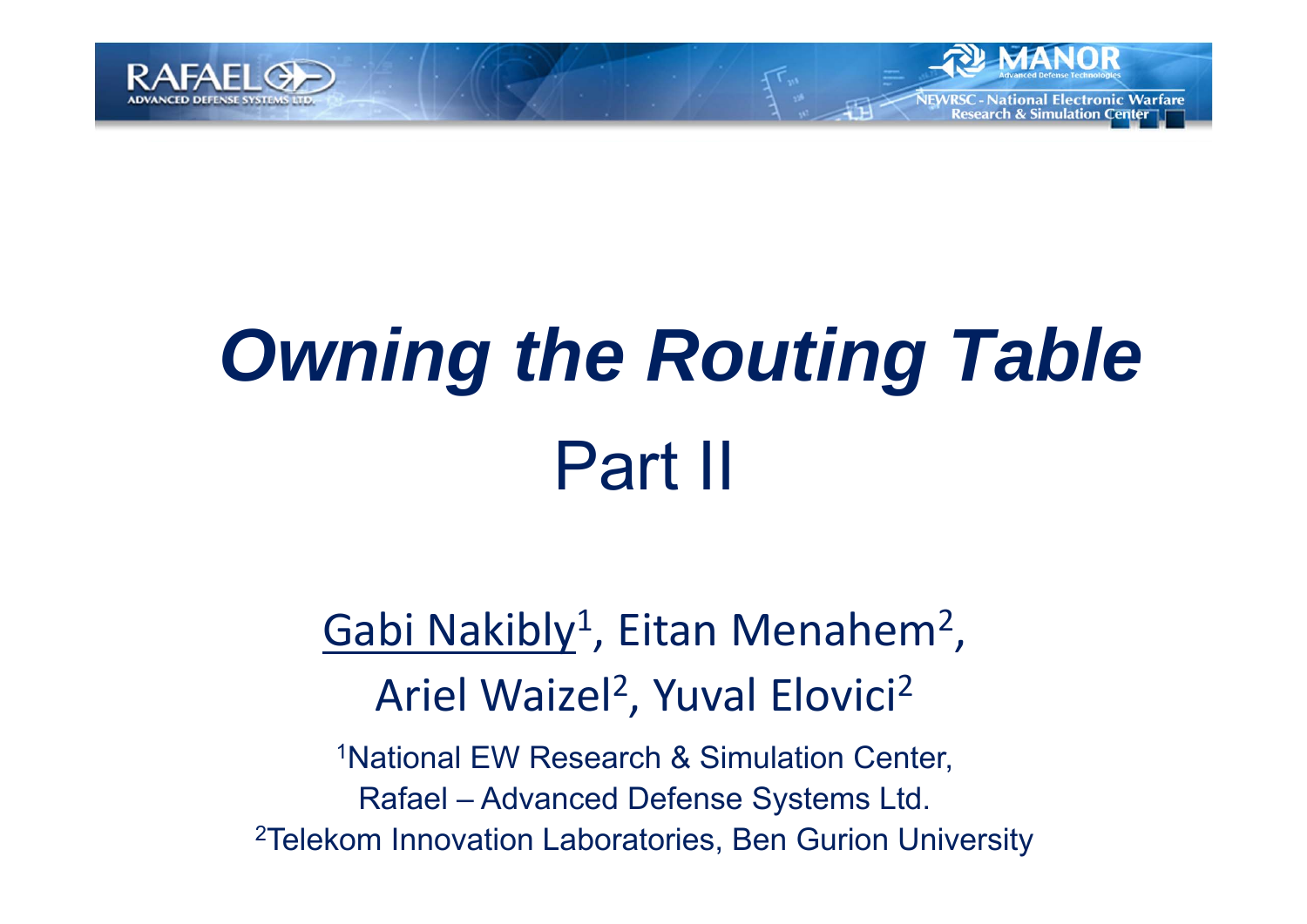# *Owning the Routing Table*

## Part II

Gabi Nakibly[1], Eitan Menahem[2], Ariel Waizel[2], Yuval Elovici[2]

[1]National EW Research & Simulation Center, Rafael – Advanced Defense Systems Ltd.

[2]Telekom Innovation Laboratories, Ben Gurion University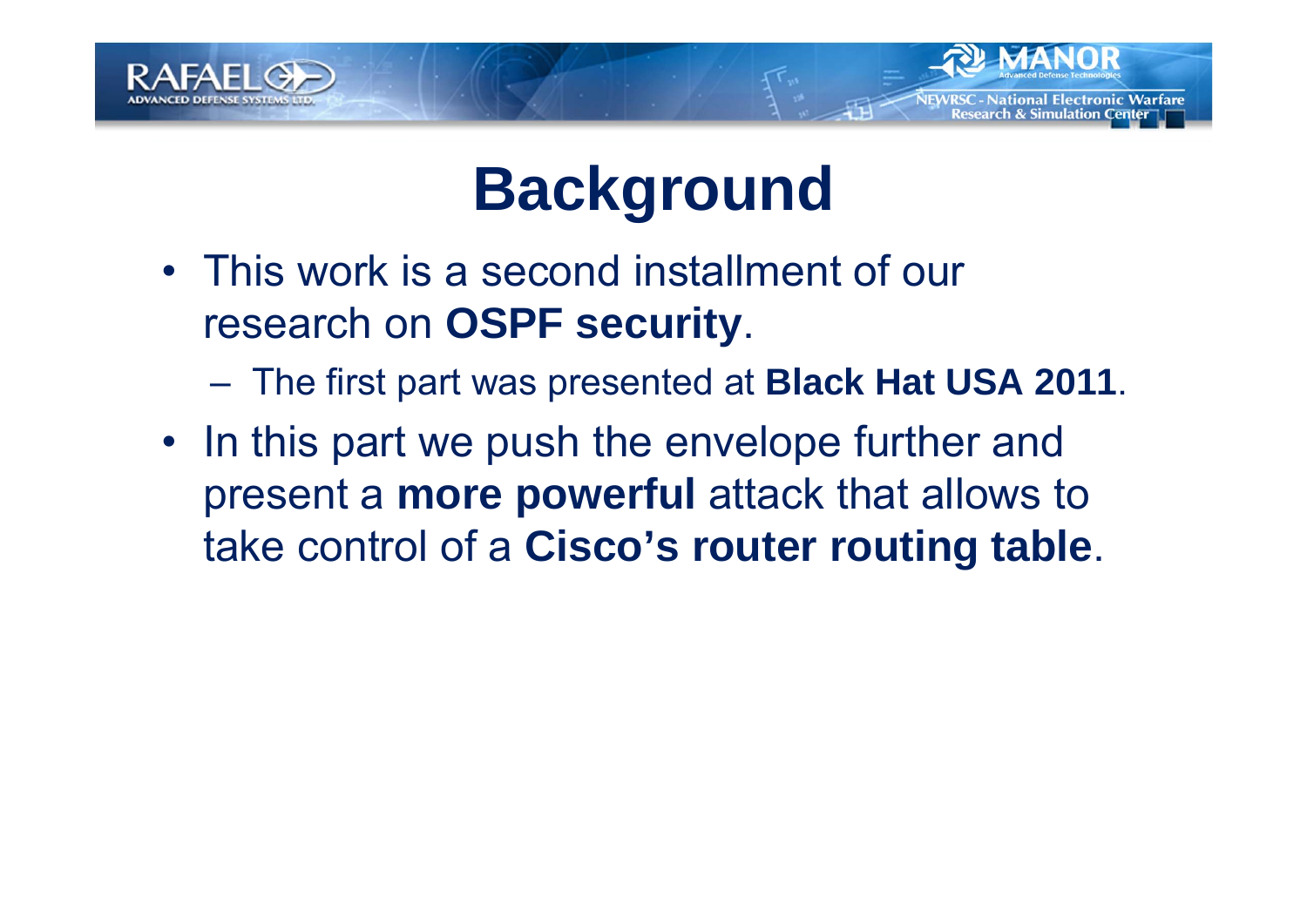# Background

- This work is a second installment of our research on **OSPF security**.
  - The first part was presented at **Black Hat USA 2011**.
- In this part we push the envelope further and present a **more powerful** attack that allows to take control of a **Cisco's router routing table**.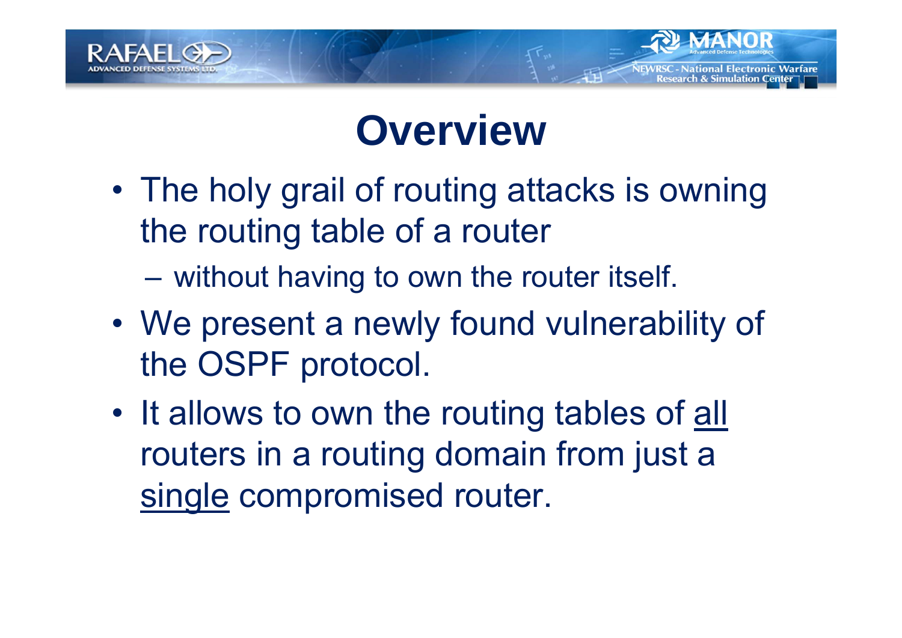# Overview

- The holy grail of routing attacks is owning the routing table of a router
  - without having to own the router itself.
- We present a newly found vulnerability of the OSPF protocol.
- It allows to own the routing tables of <u>all</u> routers in a routing domain from just a <u>single</u> compromised router.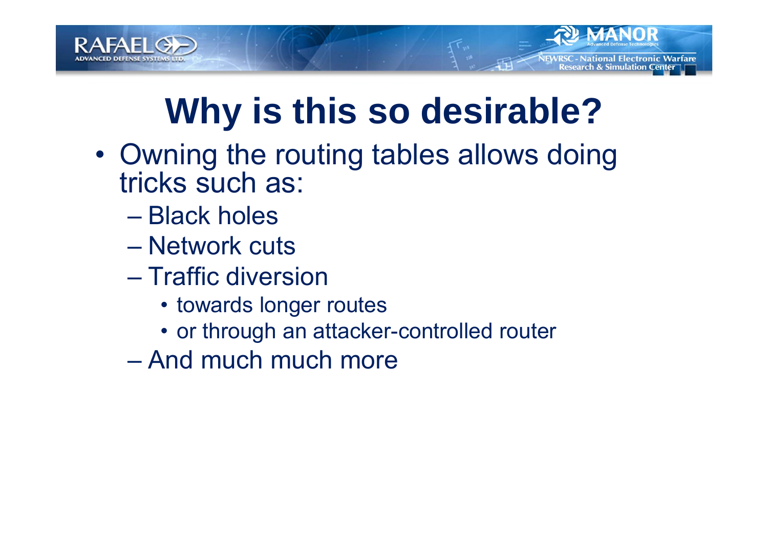# Why is this so desirable?

- Owning the routing tables allows doing tricks such as:
  - Black holes
  - Network cuts
  - Traffic diversion
    - towards longer routes
    - or through an attacker-controlled router
  - And much much more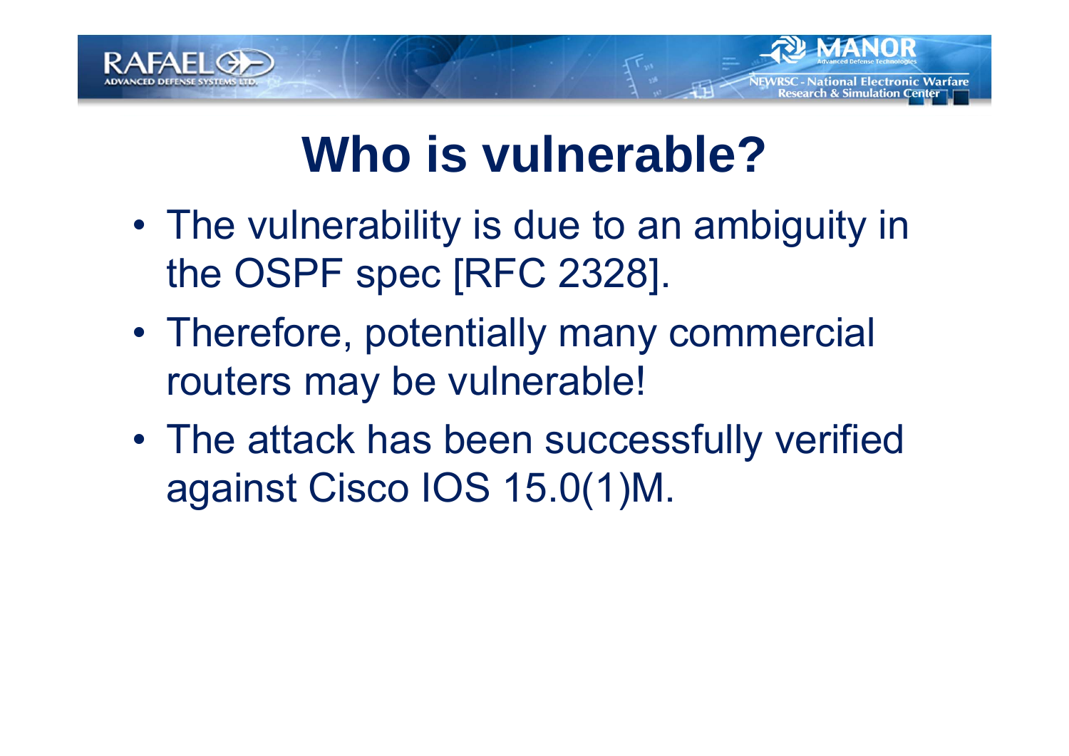# Who is vulnerable?

- The vulnerability is due to an ambiguity in the OSPF spec [RFC 2328].
- Therefore, potentially many commercial routers may be vulnerable!
- The attack has been successfully verified against Cisco IOS 15.0(1)M.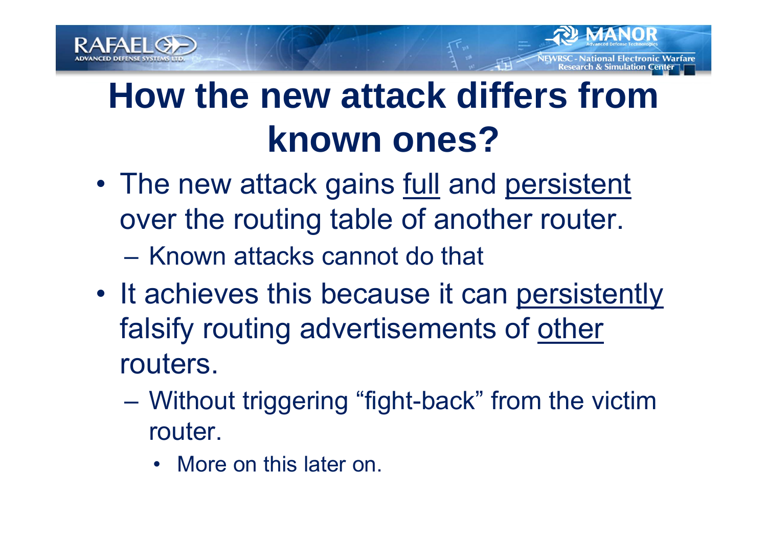# How the new attack differs from known ones?

- The new attack gains full and persistent over the routing table of another router.
  - Known attacks cannot do that
- It achieves this because it can persistently falsify routing advertisements of other routers.
  - Without triggering “fight-back” from the victim router.
    - More on this later on.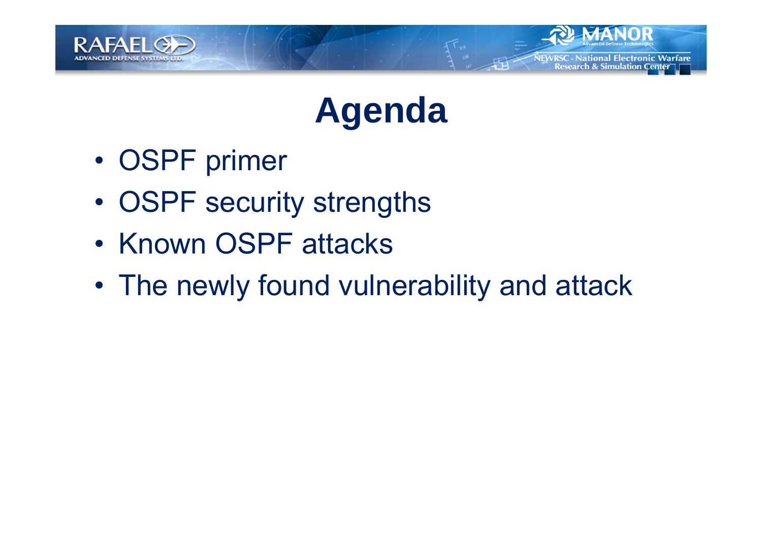# Agenda

- OSPF primer
- OSPF security strengths
- Known OSPF attacks
- The newly found vulnerability and attack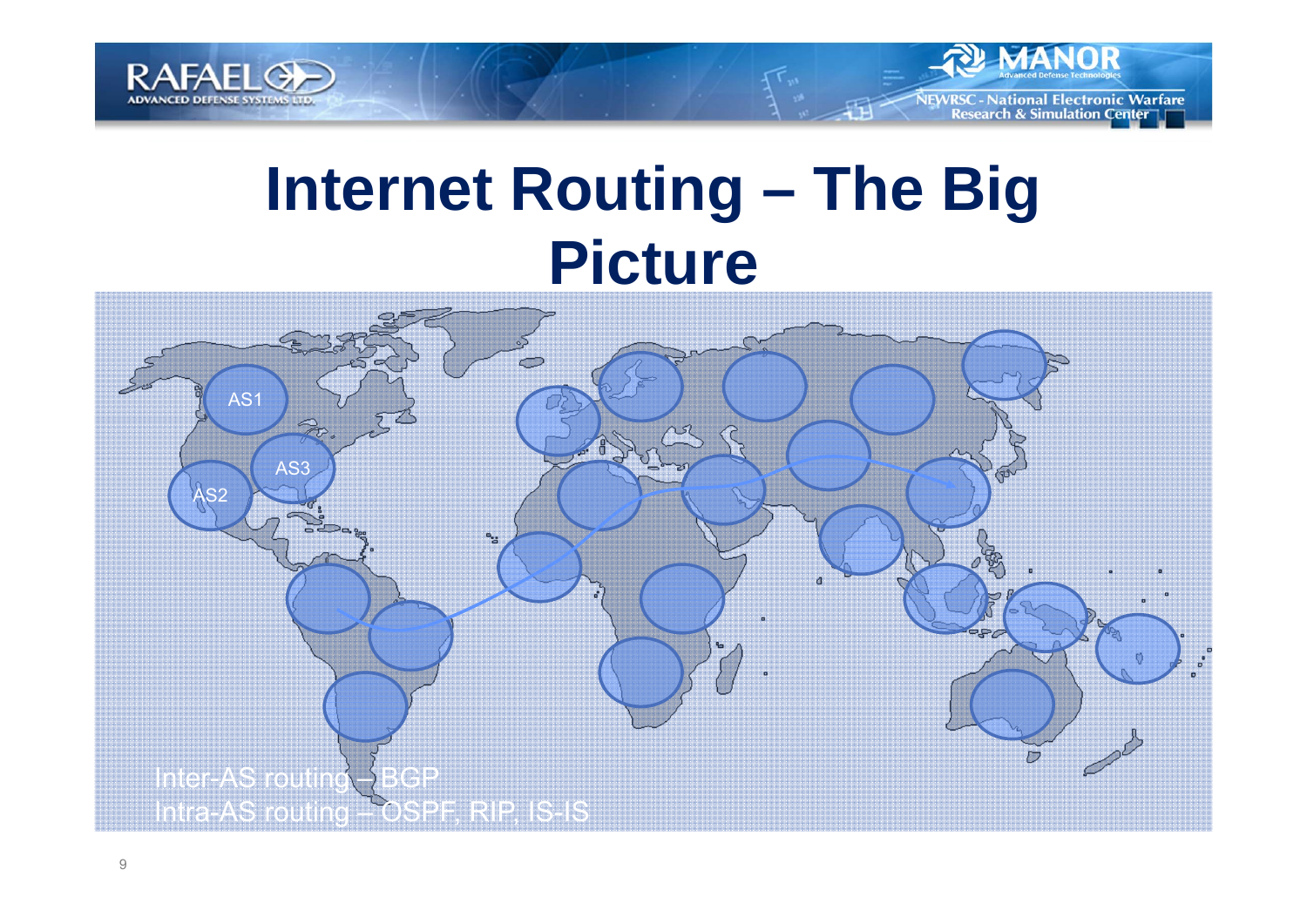# Internet Routing – The Big Picture

AS1

AS2

AS3

Inter-AS routing – BGP
Intra-AS routing – OSPF, RIP, IS-IS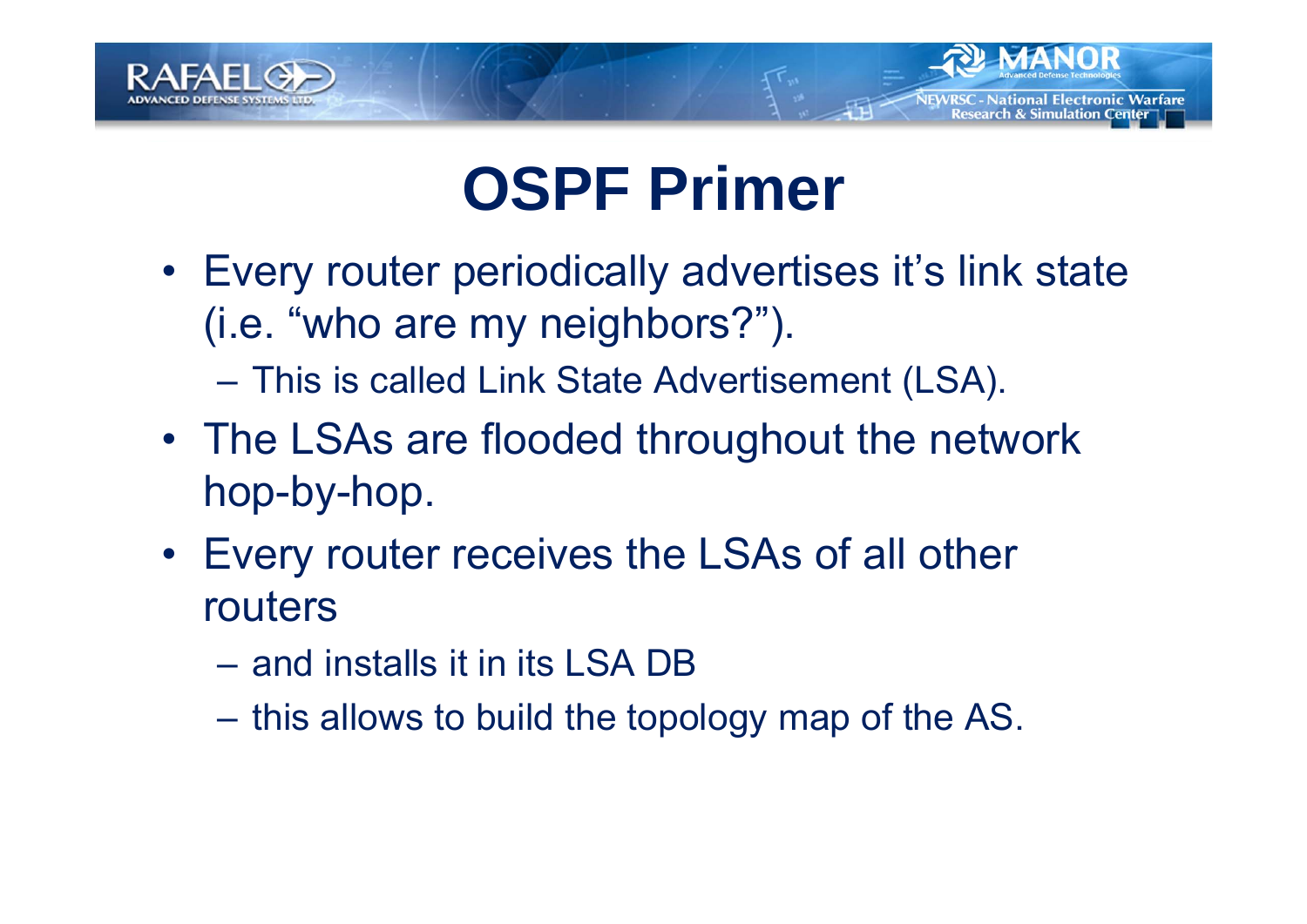# OSPF Primer

- Every router periodically advertises it's link state (i.e. "who are my neighbors?").
  - This is called Link State Advertisement (LSA).
- The LSAs are flooded throughout the network hop-by-hop.
- Every router receives the LSAs of all other routers
  - and installs it in its LSA DB
  - this allows to build the topology map of the AS.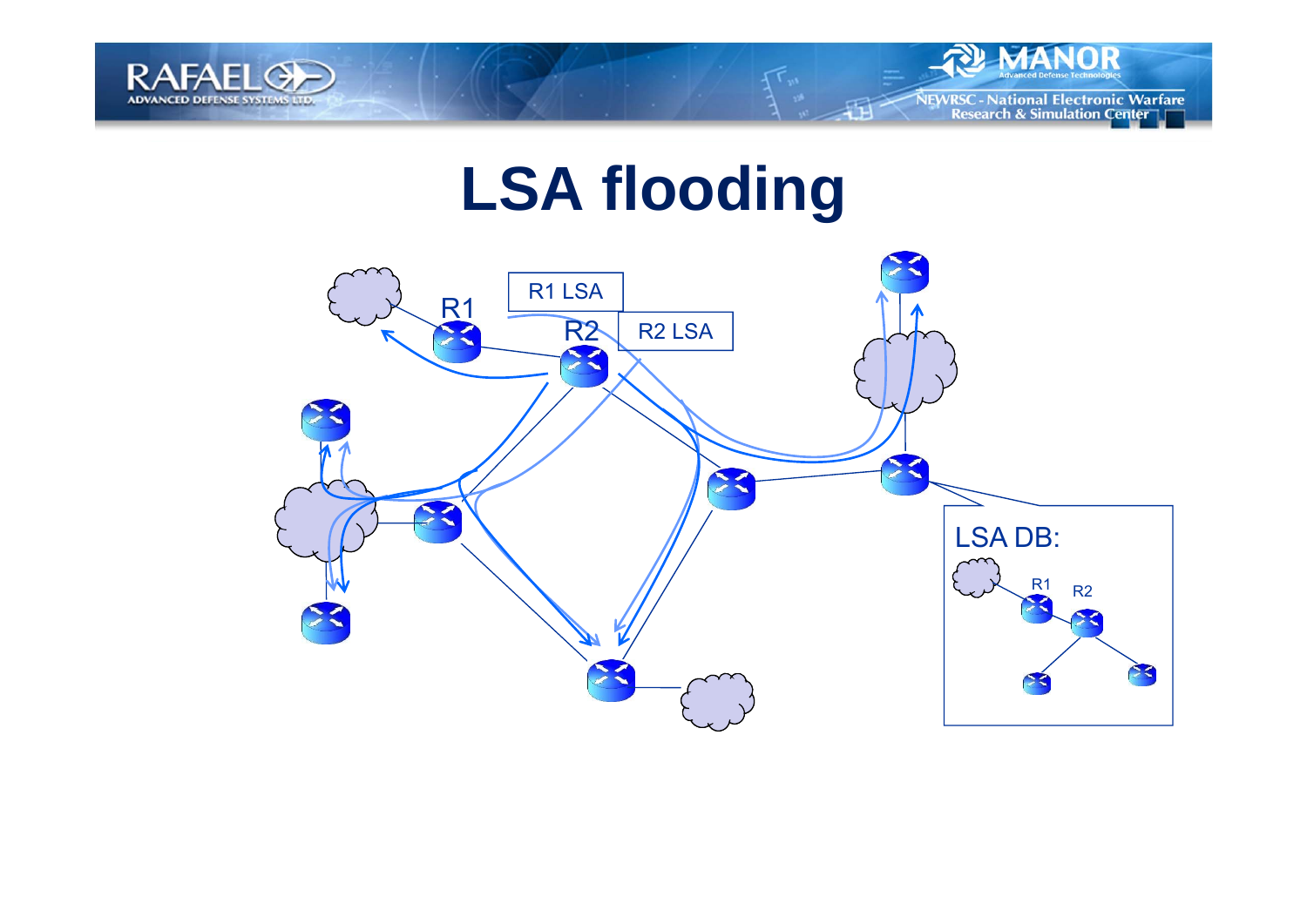# LSA flooding

R1 LSA

R2 LSA

R1

R2

LSA DB:

R1

R2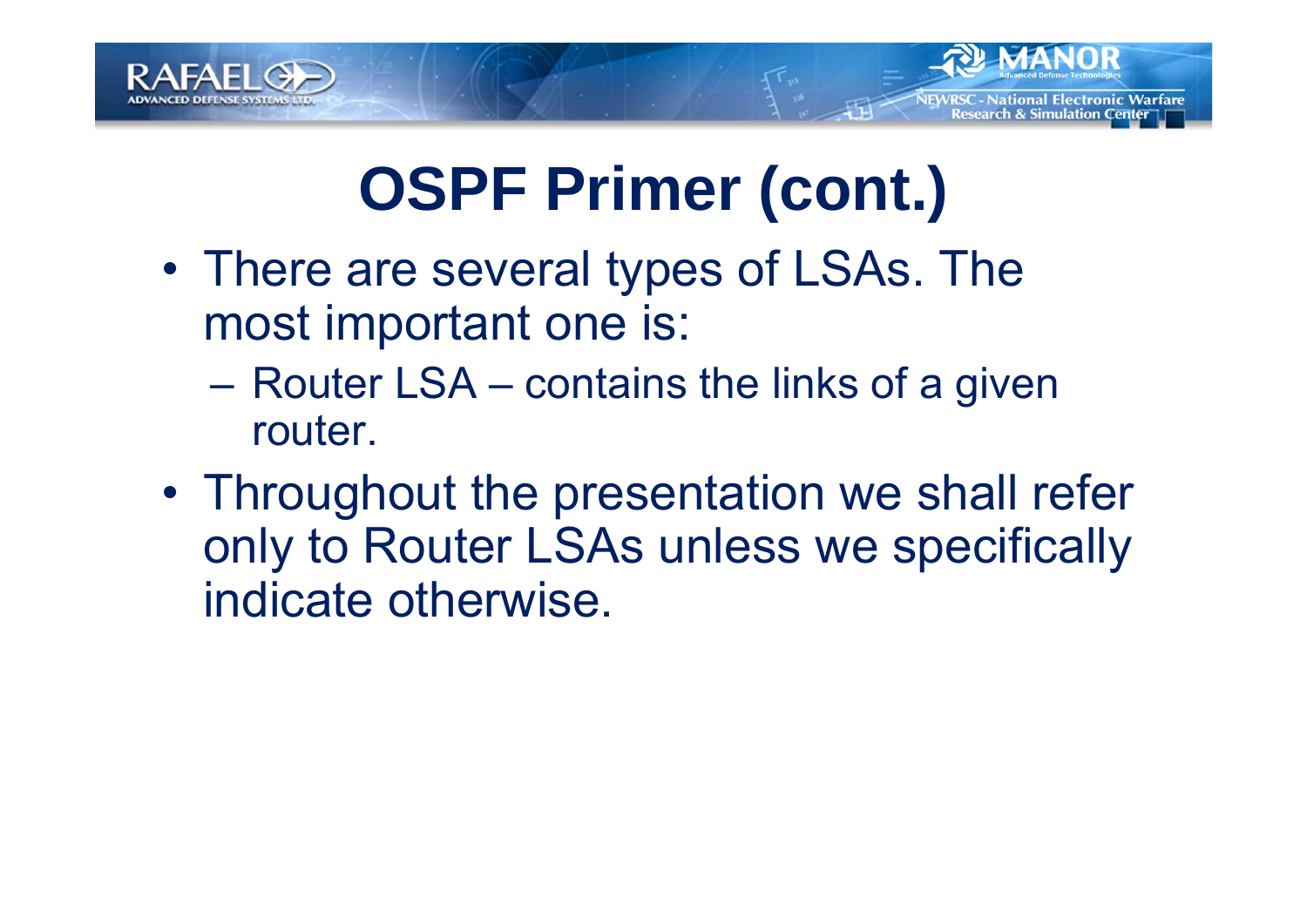# OSPF Primer (cont.)

- There are several types of LSAs. The most important one is:
  - Router LSA – contains the links of a given router.
- Throughout the presentation we shall refer only to Router LSAs unless we specifically indicate otherwise.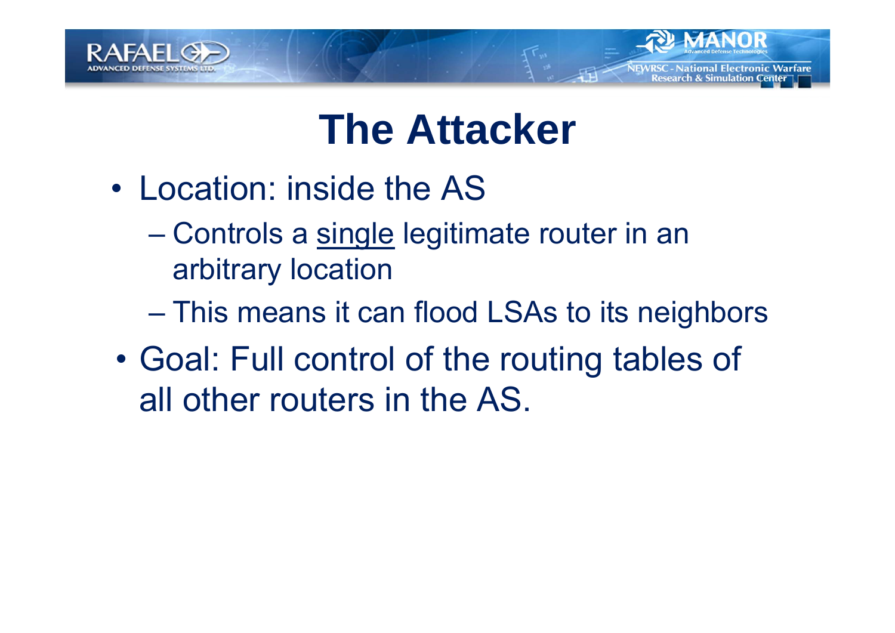# The Attacker

- Location: inside the AS
  - Controls a single legitimate router in an arbitrary location
  - This means it can flood LSAs to its neighbors
- Goal: Full control of the routing tables of all other routers in the AS.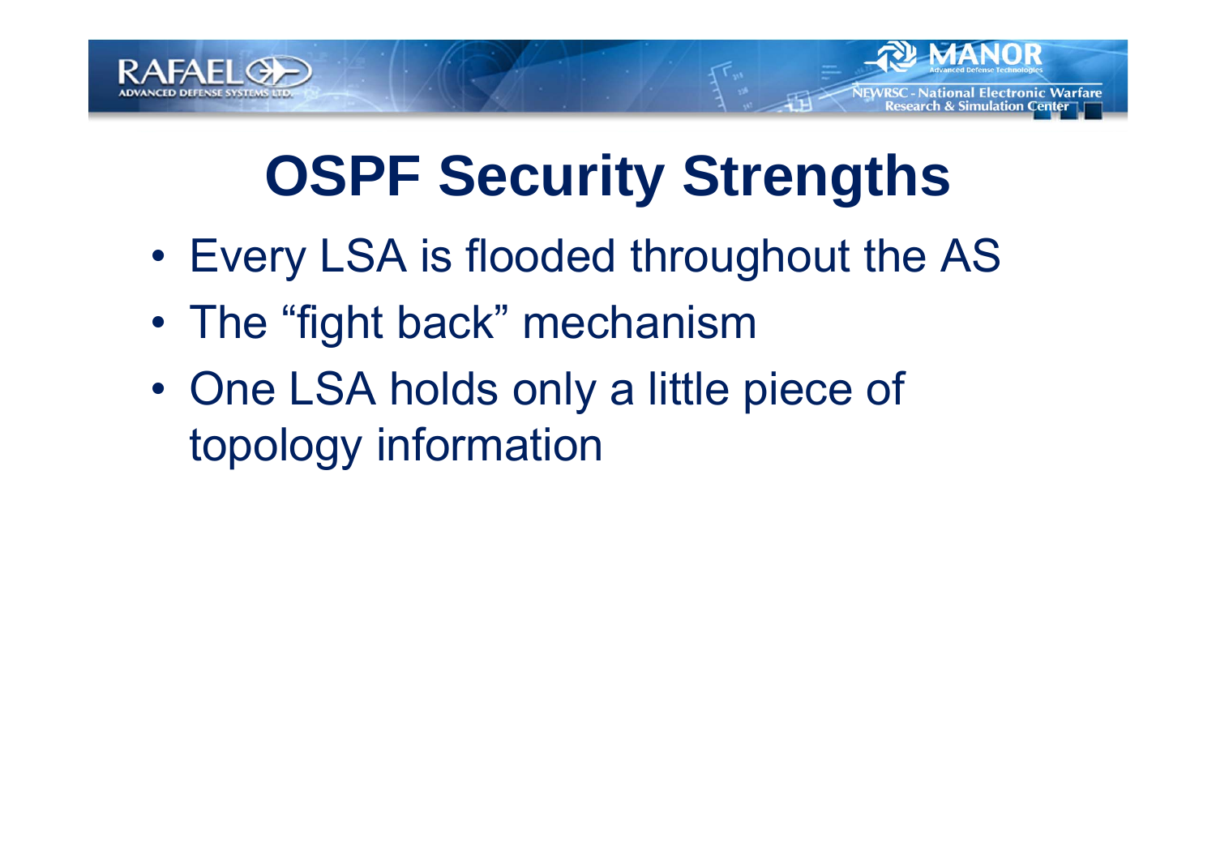# OSPF Security Strengths

- Every LSA is flooded throughout the AS
- The "fight back" mechanism
- One LSA holds only a little piece of topology information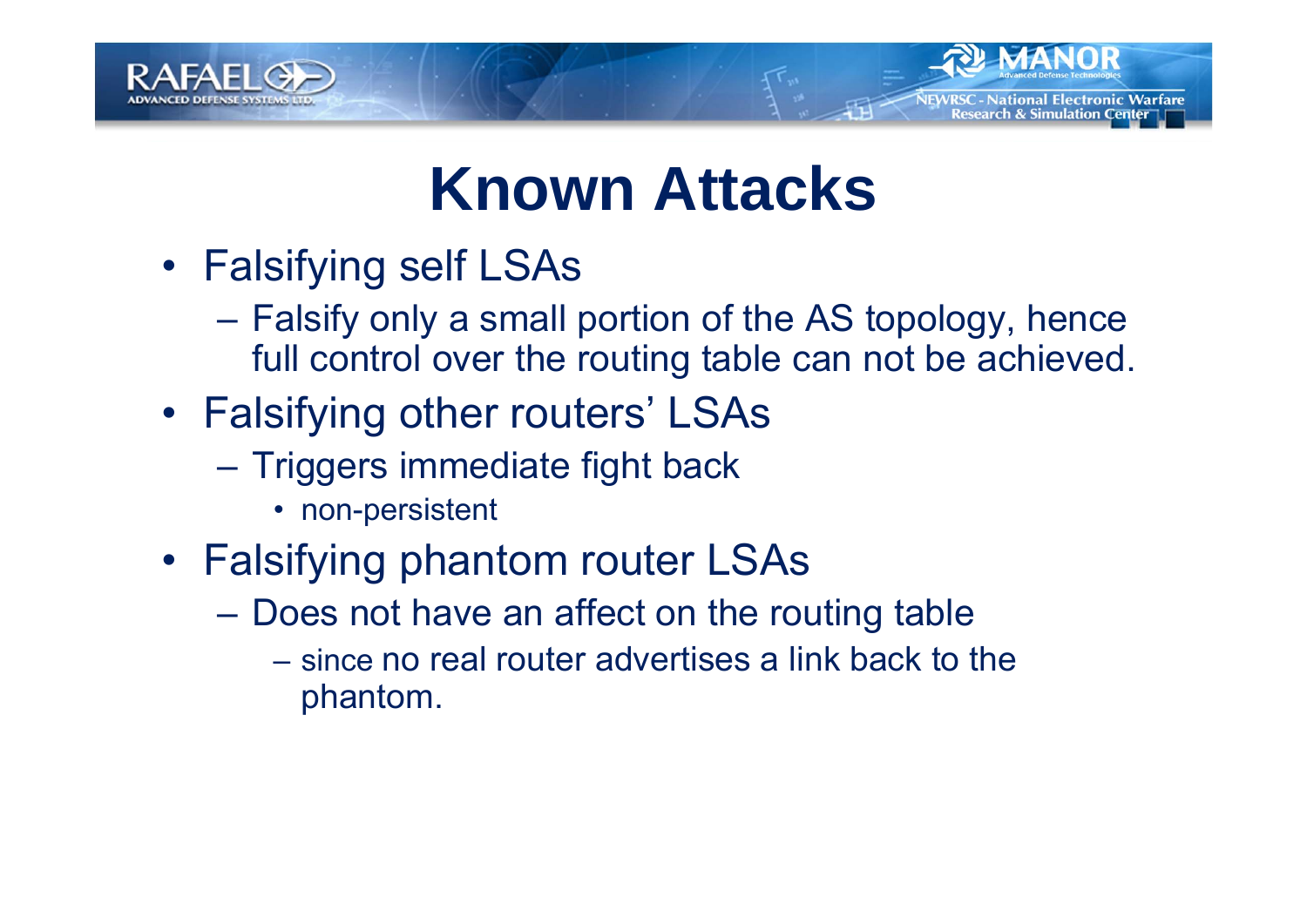# Known Attacks

- Falsifying self LSAs
  - Falsify only a small portion of the AS topology, hence full control over the routing table can not be achieved.
- Falsifying other routers' LSAs
  - Triggers immediate fight back
    - non-persistent
- Falsifying phantom router LSAs
  - Does not have an affect on the routing table
    - since no real router advertises a link back to the phantom.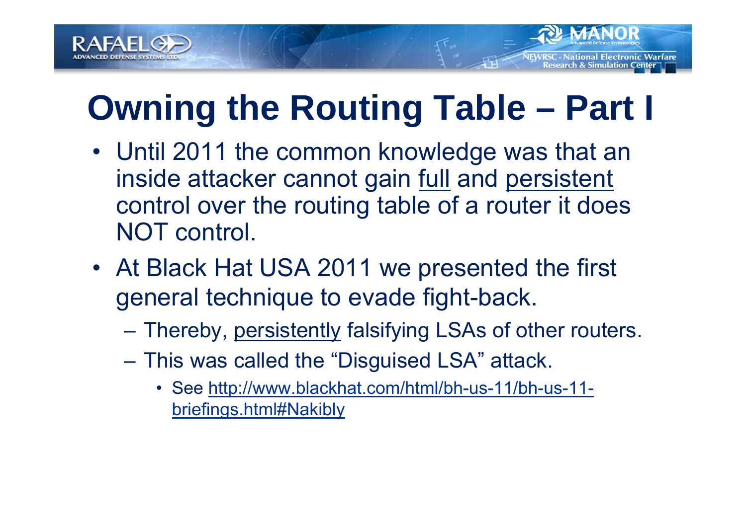# Owning the Routing Table – Part I

- Until 2011 the common knowledge was that an inside attacker cannot gain full and persistent control over the routing table of a router it does NOT control.
- At Black Hat USA 2011 we presented the first general technique to evade fight-back.
  - Thereby, persistently falsifying LSAs of other routers.
  - This was called the "Disguised LSA" attack.
    - See http://www.blackhat.com/html/bh-us-11/bh-us-11-briefings.html#Nakibly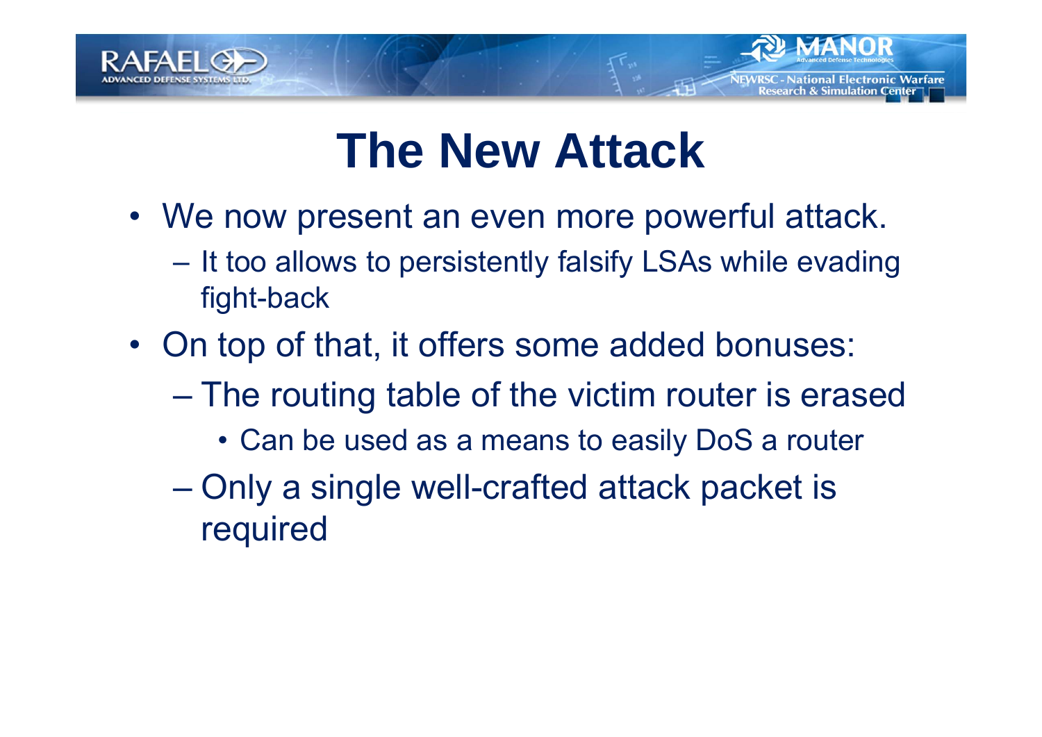# The New Attack

- We now present an even more powerful attack.
  - It too allows to persistently falsify LSAs while evading fight-back
- On top of that, it offers some added bonuses:
  - The routing table of the victim router is erased
    - Can be used as a means to easily DoS a router
  - Only a single well-crafted attack packet is required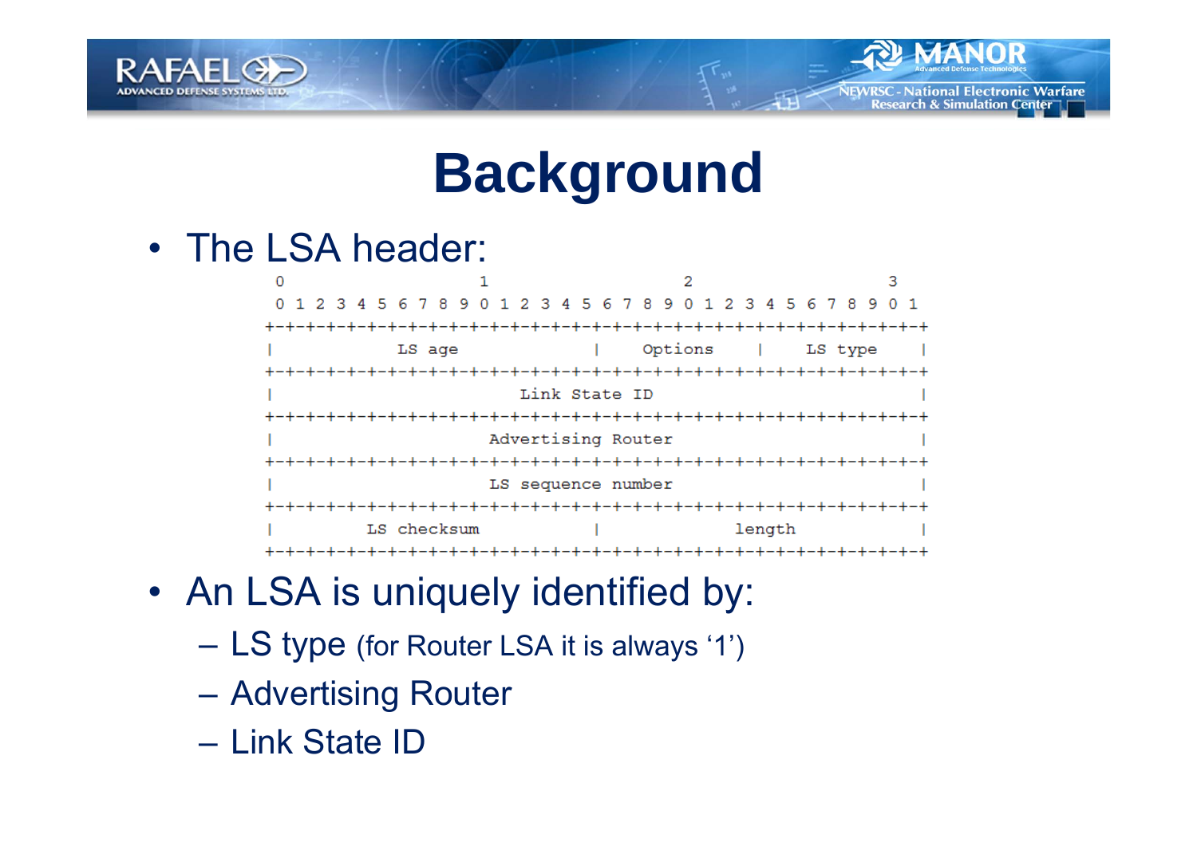# Background

- The LSA header:

```
 0                   1                   2                   3
 0 1 2 3 4 5 6 7 8 9 0 1 2 3 4 5 6 7 8 9 0 1 2 3 4 5 6 7 8 9 0 1
+-+-+-+-+-+-+-+-+-+-+-+-+-+-+-+-+-+-+-+-+-+-+-+-+-+-+-+-+-+-+-+-+
|            LS age             |    Options    |    LS type    |
+-+-+-+-+-+-+-+-+-+-+-+-+-+-+-+-+-+-+-+-+-+-+-+-+-+-+-+-+-+-+-+-+
|                        Link State ID                          |
+-+-+-+-+-+-+-+-+-+-+-+-+-+-+-+-+-+-+-+-+-+-+-+-+-+-+-+-+-+-+-+-+
|                     Advertising Router                        |
+-+-+-+-+-+-+-+-+-+-+-+-+-+-+-+-+-+-+-+-+-+-+-+-+-+-+-+-+-+-+-+-+
|                     LS sequence number                        |
+-+-+-+-+-+-+-+-+-+-+-+-+-+-+-+-+-+-+-+-+-+-+-+-+-+-+-+-+-+-+-+-+
|         LS checksum           |             length            |
+-+-+-+-+-+-+-+-+-+-+-+-+-+-+-+-+-+-+-+-+-+-+-+-+-+-+-+-+-+-+-+-+
```

- An LSA is uniquely identified by:
  - LS type (for Router LSA it is always '1')
  - Advertising Router
  - Link State ID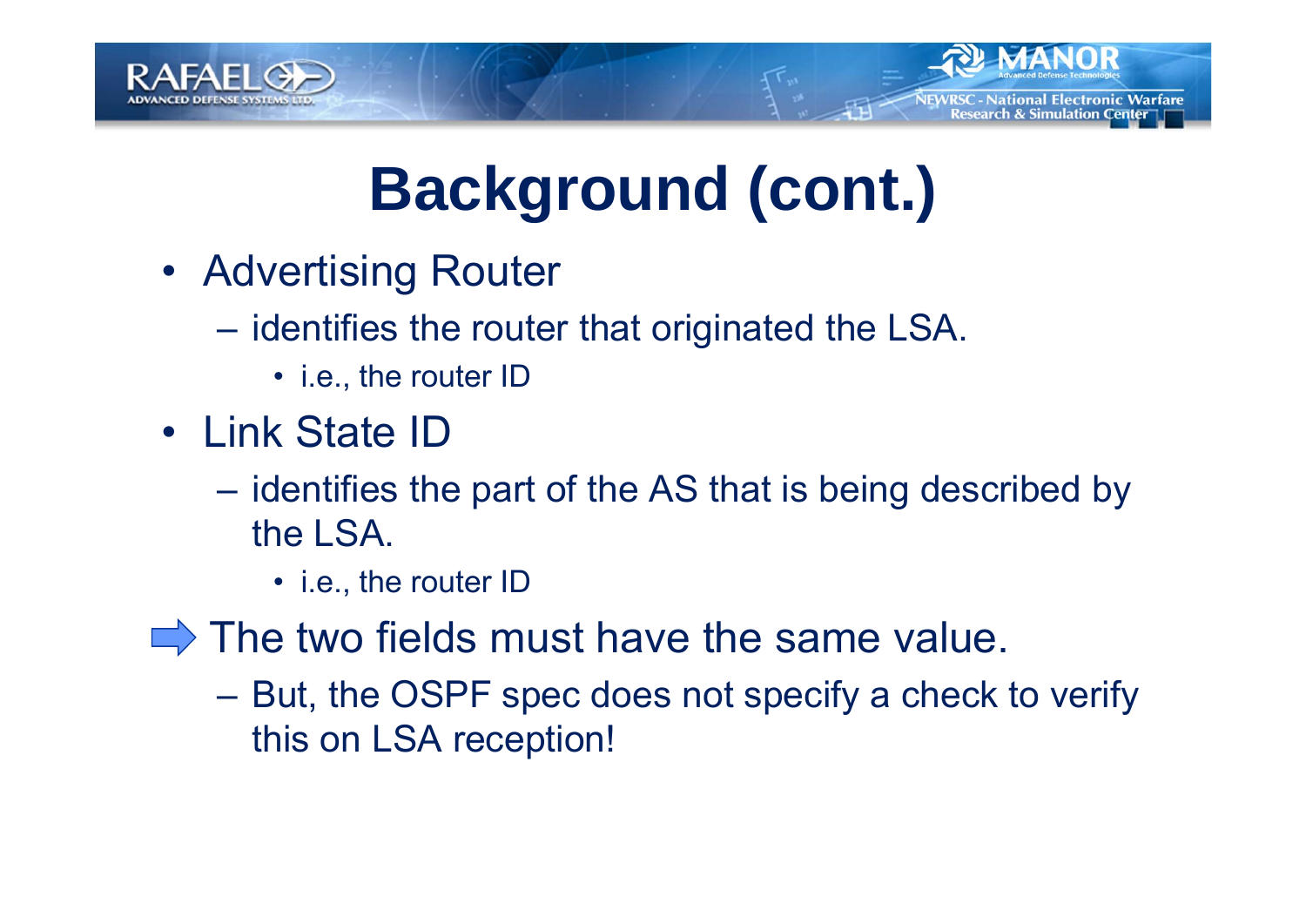# Background (cont.)

- Advertising Router
  - identifies the router that originated the LSA.
    - i.e., the router ID
- Link State ID
  - identifies the part of the AS that is being described by the LSA.
    - i.e., the router ID

➡ The two fields must have the same value.

- But, the OSPF spec does not specify a check to verify this on LSA reception!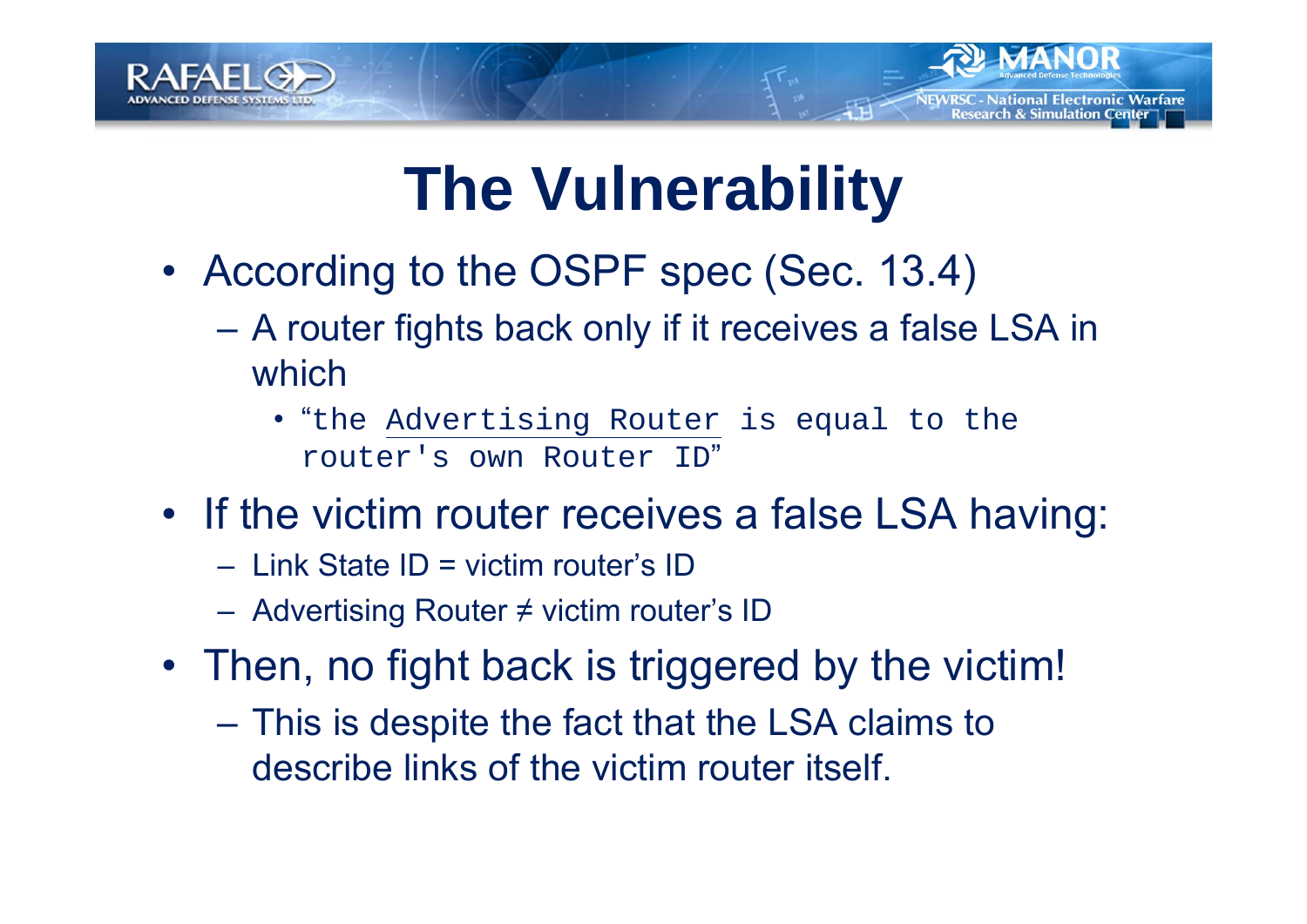# The Vulnerability

- According to the OSPF spec (Sec. 13.4)
  - A router fights back only if it receives a false LSA in which
    - “`the Advertising Router is equal to the router's own Router ID`”
- If the victim router receives a false LSA having:
  - Link State ID = victim router’s ID
  - Advertising Router ≠ victim router’s ID
- Then, no fight back is triggered by the victim!
  - This is despite the fact that the LSA claims to describe links of the victim router itself.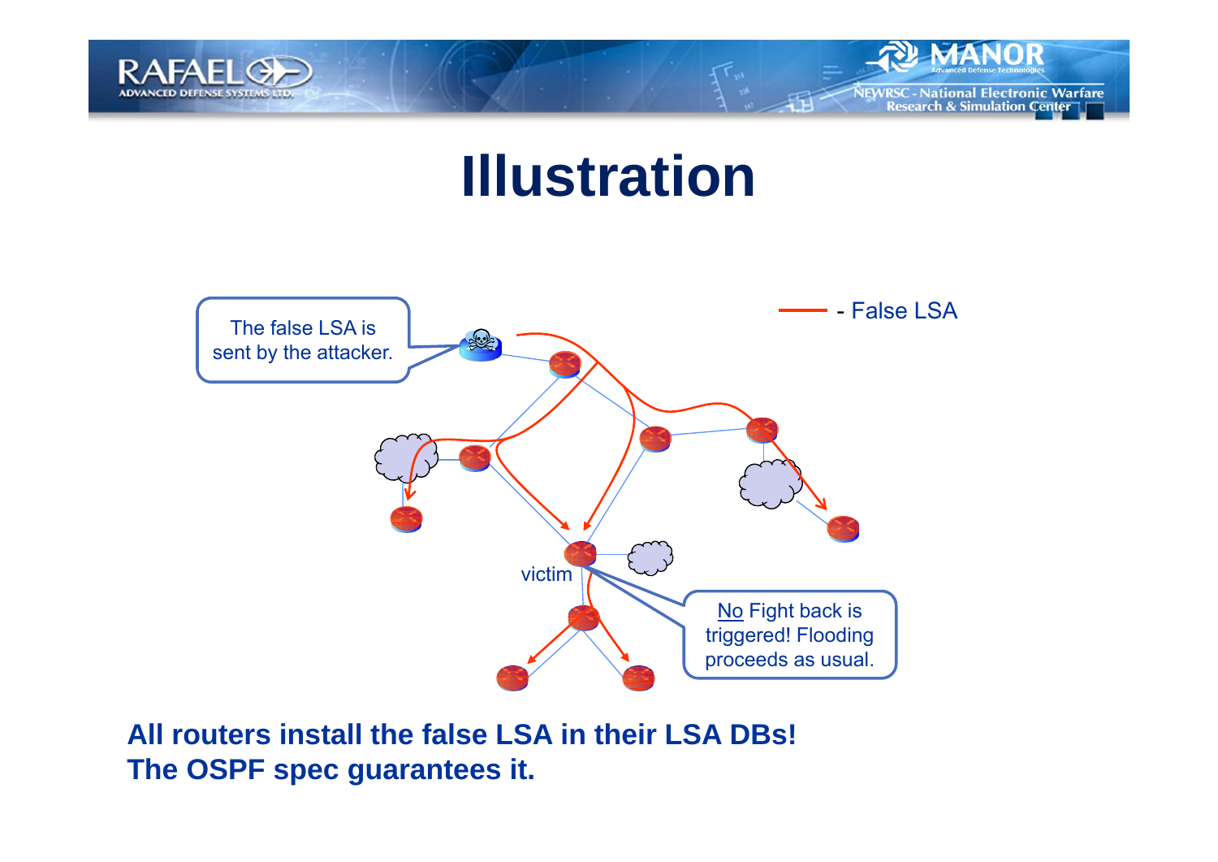# Illustration

The false LSA is sent by the attacker.

- False LSA

victim

No Fight back is triggered! Flooding proceeds as usual.

**All routers install the false LSA in their LSA DBs!**
**The OSPF spec guarantees it.**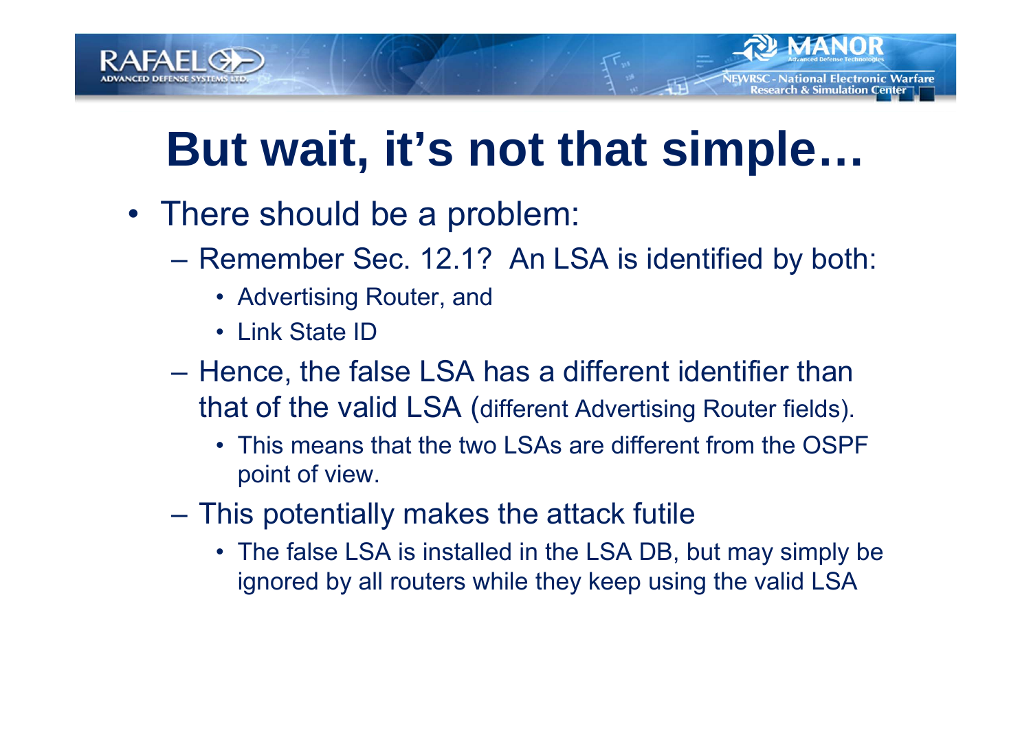# But wait, it's not that simple…

- There should be a problem:
  - Remember Sec. 12.1? An LSA is identified by both:
    - Advertising Router, and
    - Link State ID
  - Hence, the false LSA has a different identifier than that of the valid LSA (different Advertising Router fields).
    - This means that the two LSAs are different from the OSPF point of view.
  - This potentially makes the attack futile
    - The false LSA is installed in the LSA DB, but may simply be ignored by all routers while they keep using the valid LSA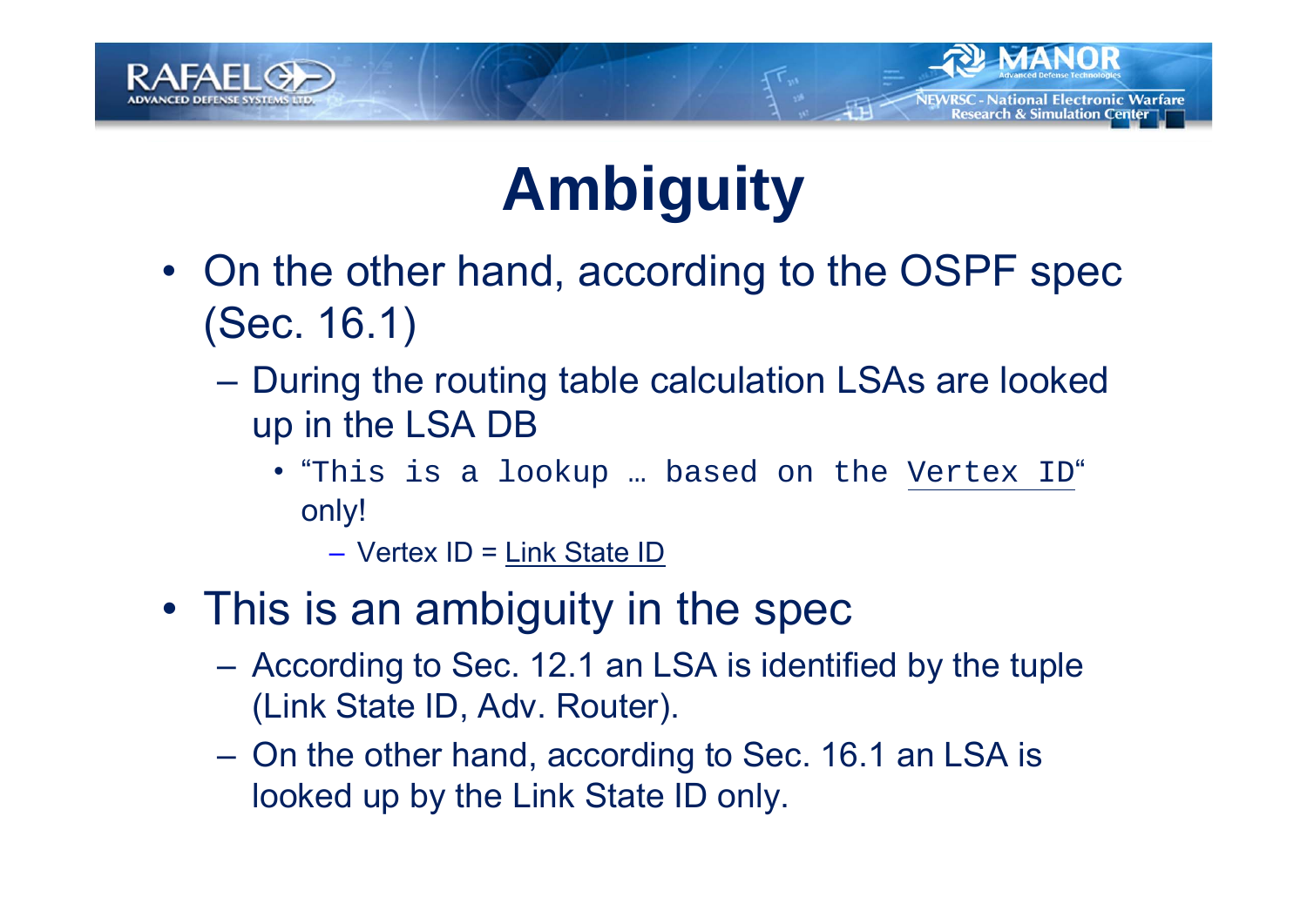# Ambiguity

- On the other hand, according to the OSPF spec (Sec. 16.1)
  - During the routing table calculation LSAs are looked up in the LSA DB
    - "`This is a lookup … based on the Vertex ID`" only!
      - Vertex ID = Link State ID
- This is an ambiguity in the spec
  - According to Sec. 12.1 an LSA is identified by the tuple (Link State ID, Adv. Router).
  - On the other hand, according to Sec. 16.1 an LSA is looked up by the Link State ID only.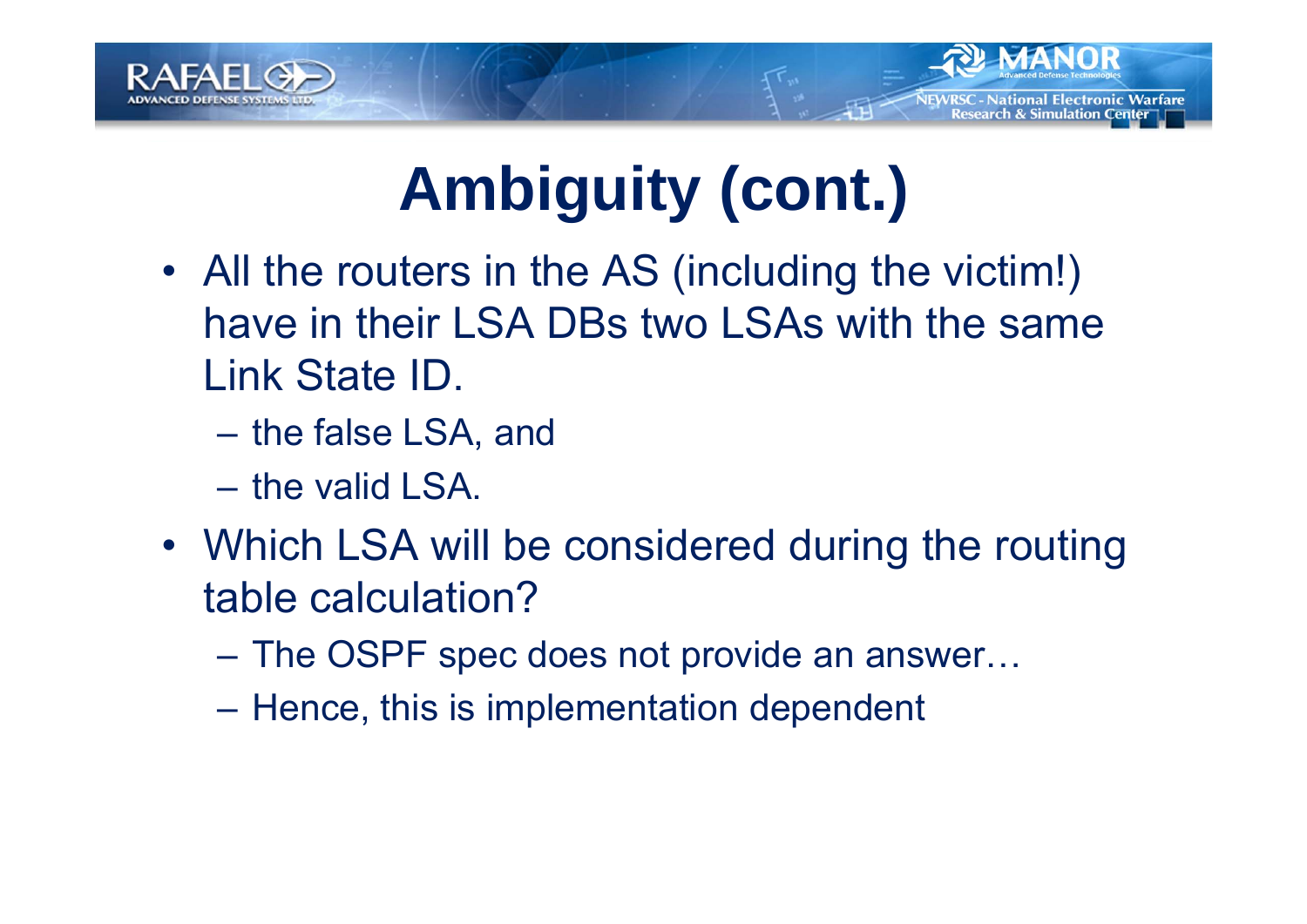# Ambiguity (cont.)

- All the routers in the AS (including the victim!) have in their LSA DBs two LSAs with the same Link State ID.
  - the false LSA, and
  - the valid LSA.
- Which LSA will be considered during the routing table calculation?
  - The OSPF spec does not provide an answer…
  - Hence, this is implementation dependent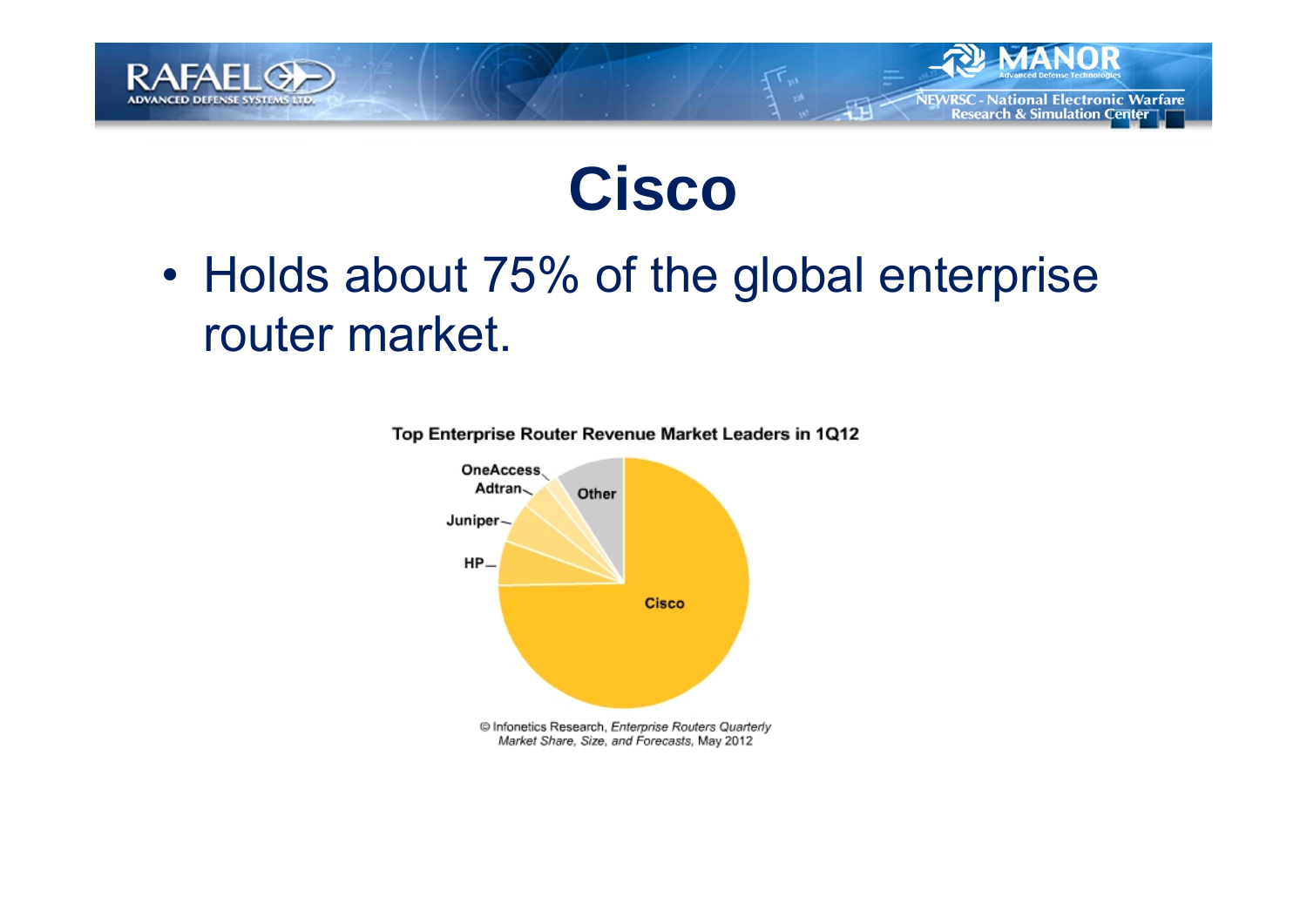# Cisco

- Holds about 75% of the global enterprise router market.

Top Enterprise Router Revenue Market Leaders in 1Q12

OneAccess
Adtran
Juniper
HP
Other
Cisco

© Infonetics Research, *Enterprise Routers Quarterly Market Share, Size, and Forecasts,* May 2012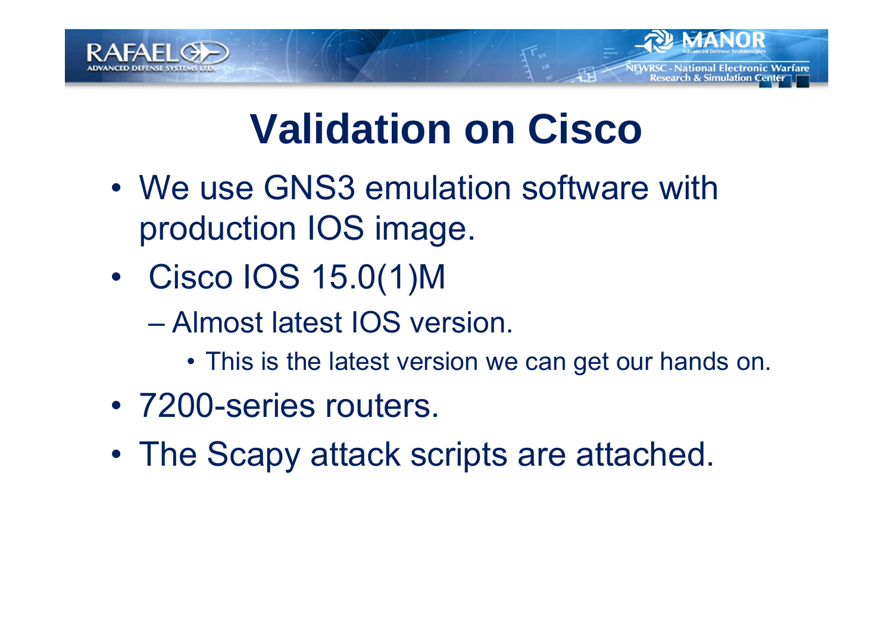# Validation on Cisco

- We use GNS3 emulation software with production IOS image.
- Cisco IOS 15.0(1)M
  - Almost latest IOS version.
    - This is the latest version we can get our hands on.
- 7200-series routers.
- The Scapy attack scripts are attached.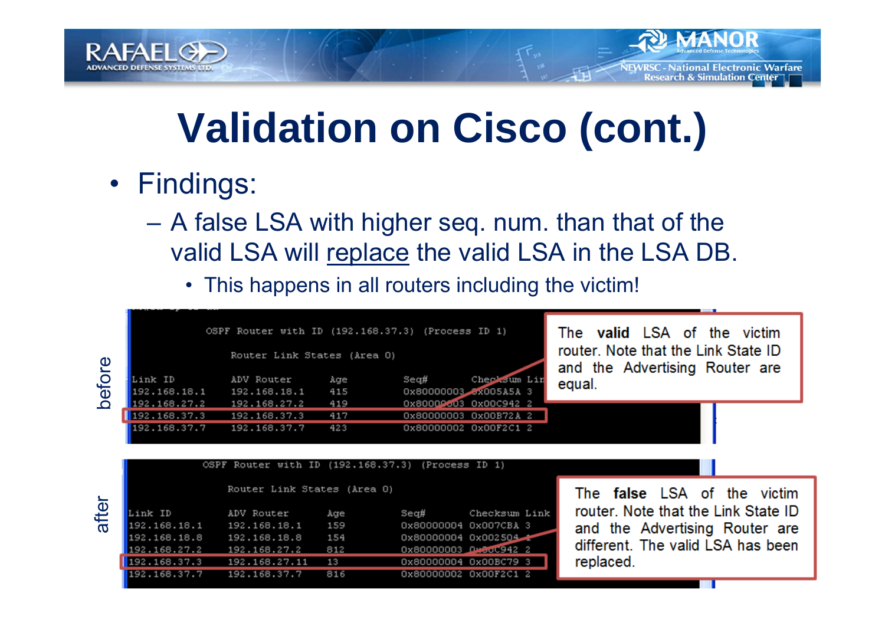# Validation on Cisco (cont.)

- Findings:
  - A false LSA with higher seq. num. than that of the valid LSA will replace the valid LSA in the LSA DB.
    - This happens in all routers including the victim!

**before**

```
            OSPF Router with ID (192.168.37.3) (Process ID 1)

                Router Link States (Area 0)

Link ID         ADV Router      Age         Seq#       Checksum Link
192.168.18.1    192.168.18.1    415         0x80000003 0x005A5A 3
192.168.27.2    192.168.27.2    419         0x80000003 0x00C942 2
192.168.37.3    192.168.37.3    417         0x80000003 0x00B72A 2
192.168.37.7    192.168.37.7    423         0x80000002 0x00F2C1 2
```

The **valid** LSA of the victim router. Note that the Link State ID and the Advertising Router are equal.

**after**

```
            OSPF Router with ID (192.168.37.3) (Process ID 1)

                Router Link States (Area 0)

Link ID         ADV Router      Age         Seq#       Checksum Link
192.168.18.1    192.168.18.1    159         0x80000004 0x007CBA 3
192.168.18.8    192.168.18.8    154         0x80000004 0x002504 4
192.168.27.2    192.168.27.2    812         0x80000003 0x00C942 2
192.168.37.3    192.168.27.11   13          0x80000004 0x00BC79 3
192.168.37.7    192.168.37.7    816         0x80000002 0x00F2C1 2
```

The **false** LSA of the victim router. Note that the Link State ID and the Advertising Router are different. The valid LSA has been replaced.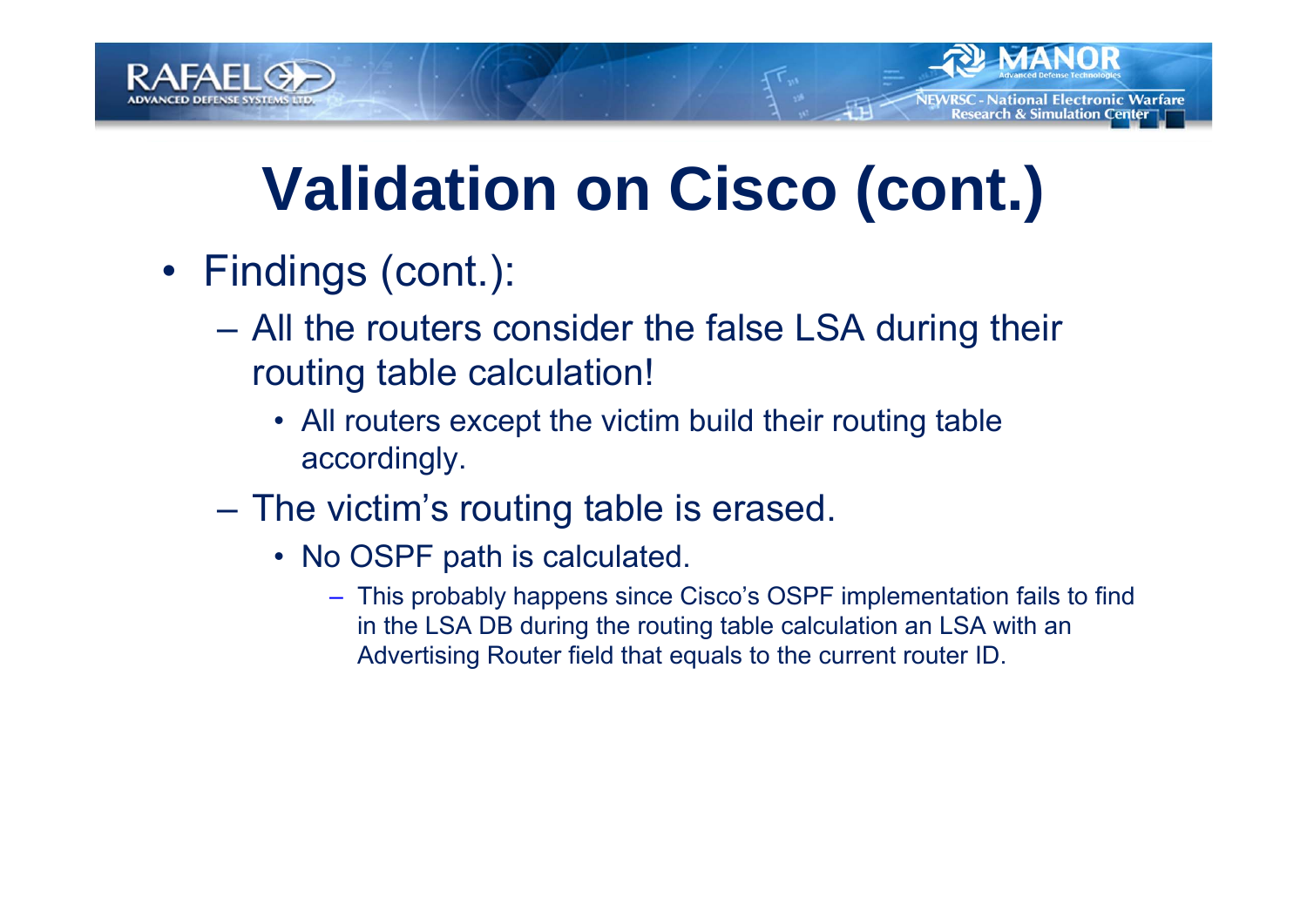# Validation on Cisco (cont.)

- Findings (cont.):
  - All the routers consider the false LSA during their routing table calculation!
    - All routers except the victim build their routing table accordingly.
  - The victim's routing table is erased.
    - No OSPF path is calculated.
      - This probably happens since Cisco's OSPF implementation fails to find in the LSA DB during the routing table calculation an LSA with an Advertising Router field that equals to the current router ID.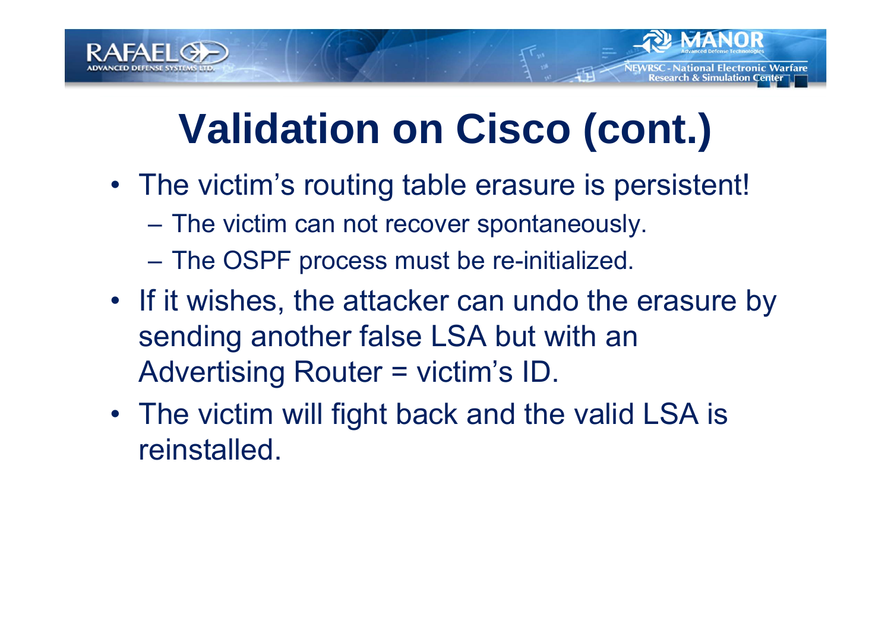# Validation on Cisco (cont.)

- The victim's routing table erasure is persistent!
  - The victim can not recover spontaneously.
  - The OSPF process must be re-initialized.
- If it wishes, the attacker can undo the erasure by sending another false LSA but with an Advertising Router = victim's ID.
- The victim will fight back and the valid LSA is reinstalled.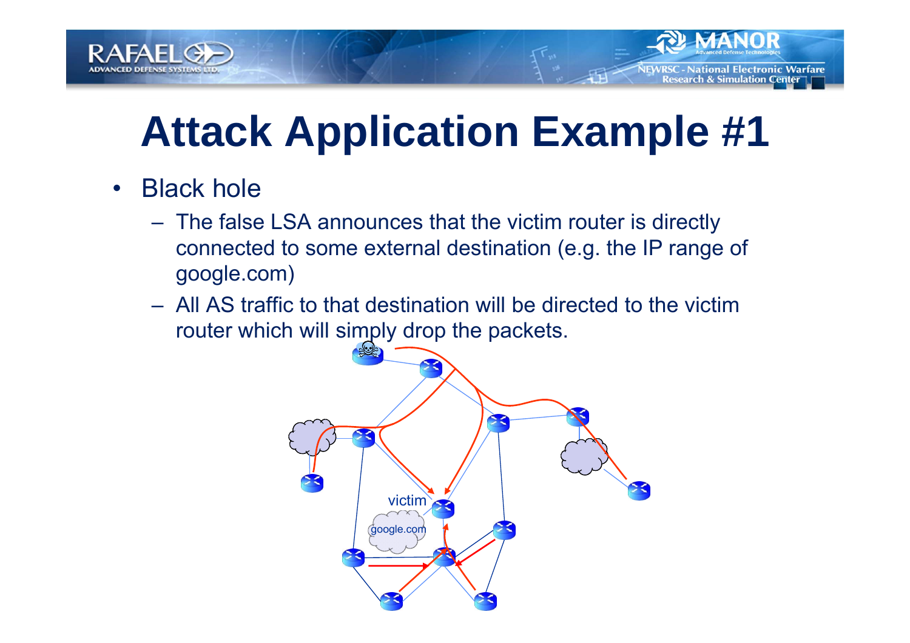# Attack Application Example #1

- Black hole
  - The false LSA announces that the victim router is directly connected to some external destination (e.g. the IP range of google.com)
  - All AS traffic to that destination will be directed to the victim router which will simply drop the packets.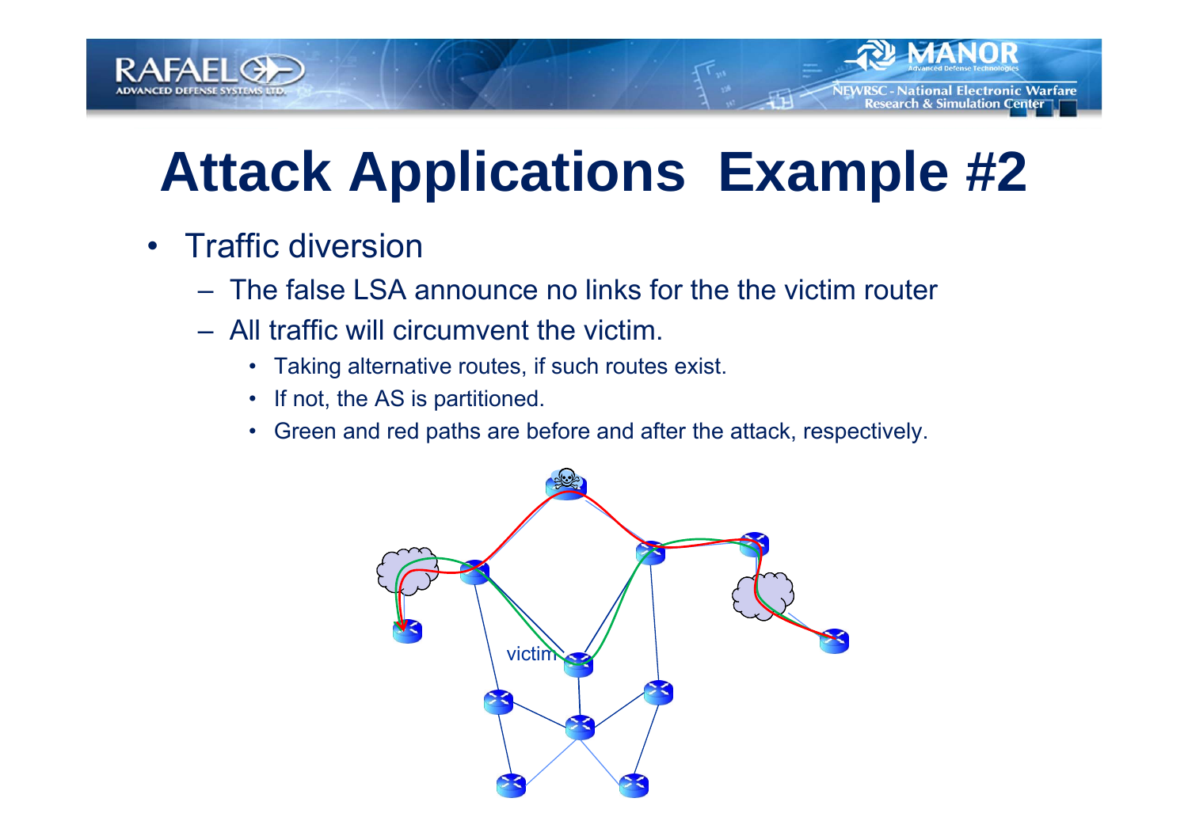# Attack Applications Example #2

- Traffic diversion
  - The false LSA announce no links for the the victim router
  - All traffic will circumvent the victim.
    - Taking alternative routes, if such routes exist.
    - If not, the AS is partitioned.
    - Green and red paths are before and after the attack, respectively.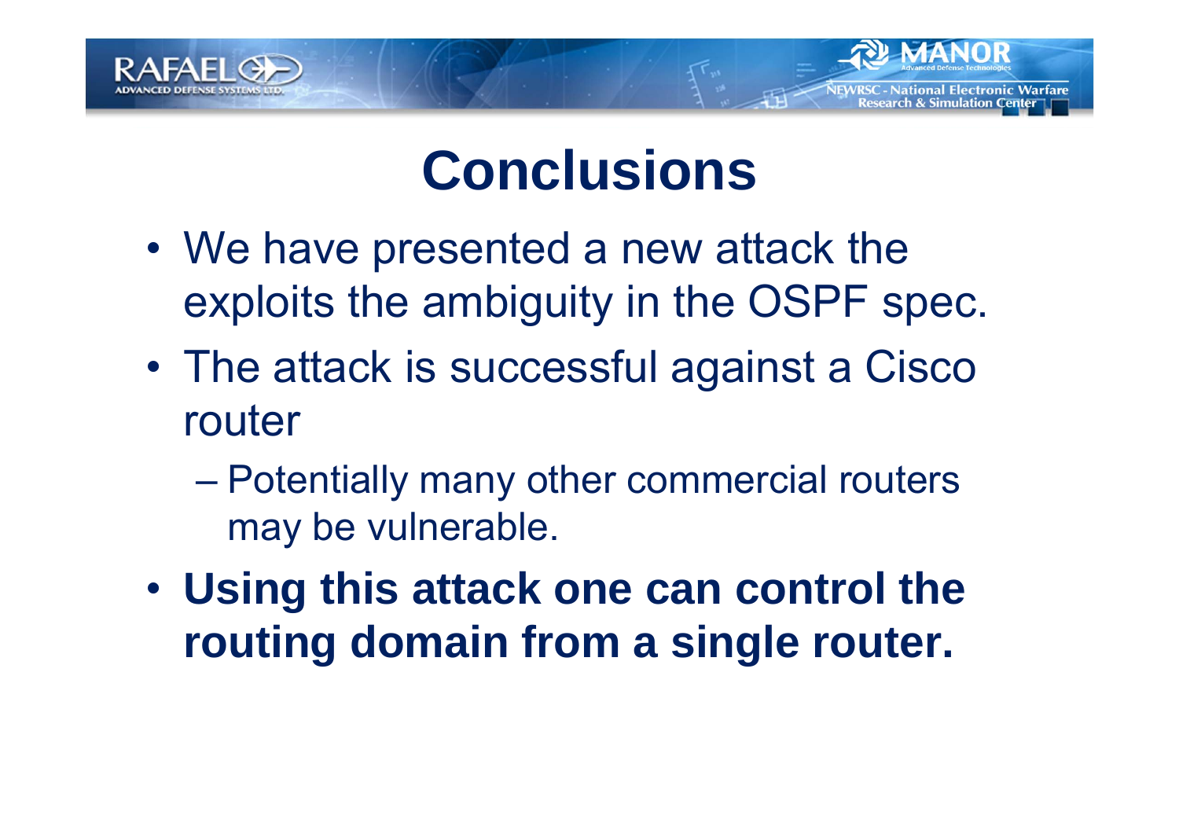# Conclusions

- We have presented a new attack the exploits the ambiguity in the OSPF spec.
- The attack is successful against a Cisco router
  - Potentially many other commercial routers may be vulnerable.
- **Using this attack one can control the routing domain from a single router.**